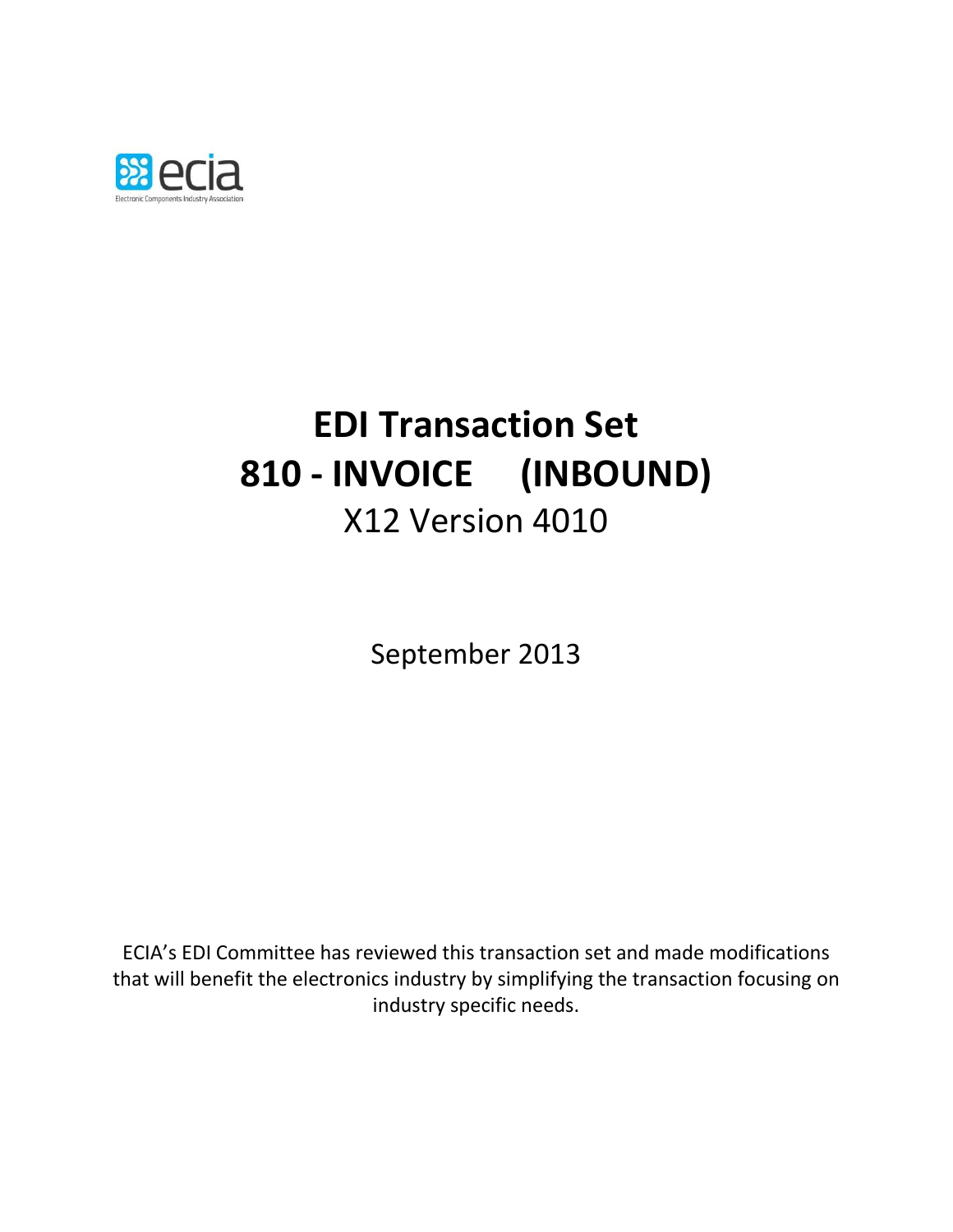ecia

Electronic Components Industry Association

# EDI Transaction Set
# 810 - INVOICE (INBOUND)
## X12 Version 4010

September 2013

ECIA's EDI Committee has reviewed this transaction set and made modifications that will benefit the electronics industry by simplifying the transaction focusing on industry specific needs.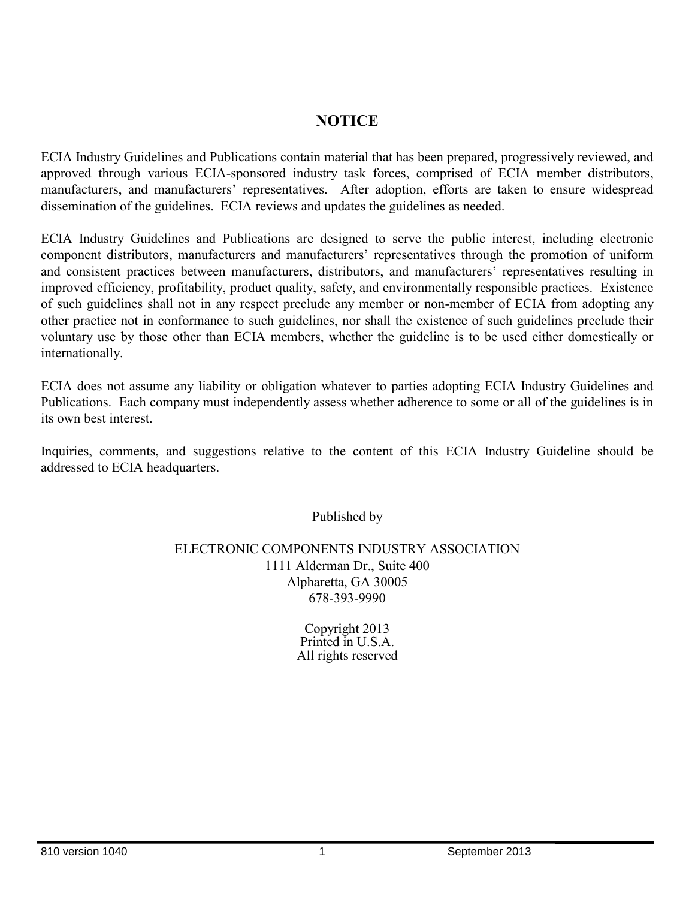# NOTICE

ECIA Industry Guidelines and Publications contain material that has been prepared, progressively reviewed, and approved through various ECIA-sponsored industry task forces, comprised of ECIA member distributors, manufacturers, and manufacturers' representatives. After adoption, efforts are taken to ensure widespread dissemination of the guidelines. ECIA reviews and updates the guidelines as needed.

ECIA Industry Guidelines and Publications are designed to serve the public interest, including electronic component distributors, manufacturers and manufacturers' representatives through the promotion of uniform and consistent practices between manufacturers, distributors, and manufacturers' representatives resulting in improved efficiency, profitability, product quality, safety, and environmentally responsible practices. Existence of such guidelines shall not in any respect preclude any member or non-member of ECIA from adopting any other practice not in conformance to such guidelines, nor shall the existence of such guidelines preclude their voluntary use by those other than ECIA members, whether the guideline is to be used either domestically or internationally.

ECIA does not assume any liability or obligation whatever to parties adopting ECIA Industry Guidelines and Publications. Each company must independently assess whether adherence to some or all of the guidelines is in its own best interest.

Inquiries, comments, and suggestions relative to the content of this ECIA Industry Guideline should be addressed to ECIA headquarters.

Published by

ELECTRONIC COMPONENTS INDUSTRY ASSOCIATION
1111 Alderman Dr., Suite 400
Alpharetta, GA 30005
678-393-9990

Copyright 2013
Printed in U.S.A.
All rights reserved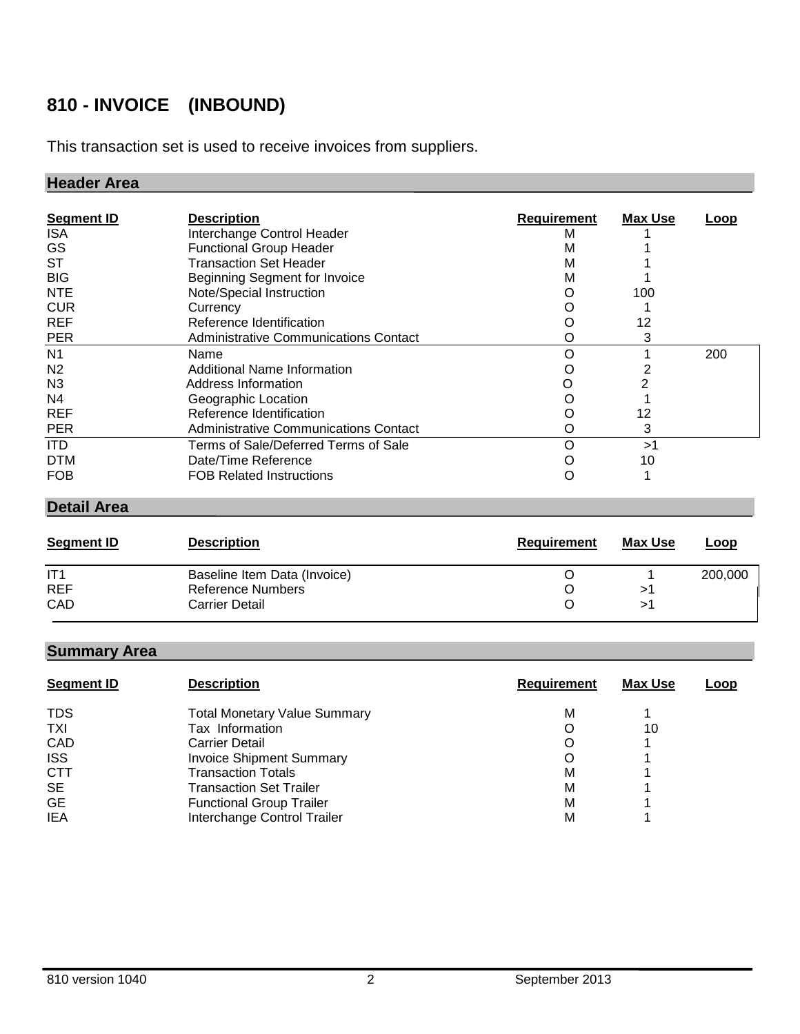# 810 - INVOICE (INBOUND)

This transaction set is used to receive invoices from suppliers.

## Header Area

| Segment ID | Description | Requirement | Max Use | Loop |
|---|---|---|---|---|
| ISA | Interchange Control Header | M | 1 | |
| GS | Functional Group Header | M | 1 | |
| ST | Transaction Set Header | M | 1 | |
| BIG | Beginning Segment for Invoice | M | 1 | |
| NTE | Note/Special Instruction | O | 100 | |
| CUR | Currency | O | 1 | |
| REF | Reference Identification | O | 12 | |
| PER | Administrative Communications Contact | O | 3 | |
| N1 | Name | O | 1 | 200 |
| N2 | Additional Name Information | O | 2 | |
| N3 | Address Information | O | 2 | |
| N4 | Geographic Location | O | 1 | |
| REF | Reference Identification | O | 12 | |
| PER | Administrative Communications Contact | O | 3 | |
| ITD | Terms of Sale/Deferred Terms of Sale | O | >1 | |
| DTM | Date/Time Reference | O | 10 | |
| FOB | FOB Related Instructions | O | 1 | |

## Detail Area

| Segment ID | Description | Requirement | Max Use | Loop |
|---|---|---|---|---|
| IT1 | Baseline Item Data (Invoice) | O | 1 | 200,000 |
| REF | Reference Numbers | O | >1 | |
| CAD | Carrier Detail | O | >1 | |

## Summary Area

| Segment ID | Description | Requirement | Max Use | Loop |
|---|---|---|---|---|
| TDS | Total Monetary Value Summary | M | 1 | |
| TXI | Tax Information | O | 10 | |
| CAD | Carrier Detail | O | 1 | |
| ISS | Invoice Shipment Summary | O | 1 | |
| CTT | Transaction Totals | M | 1 | |
| SE | Transaction Set Trailer | M | 1 | |
| GE | Functional Group Trailer | M | 1 | |
| IEA | Interchange Control Trailer | M | 1 | |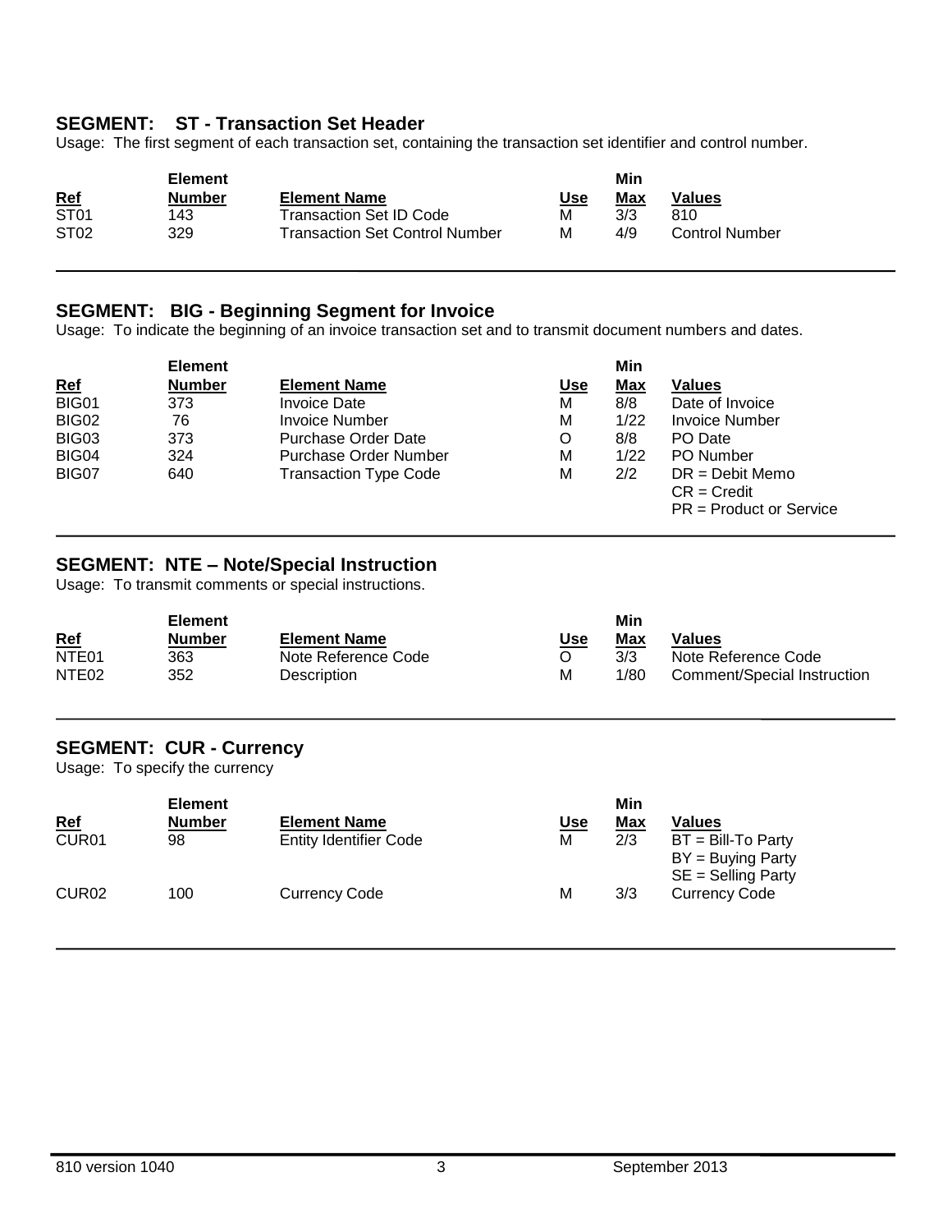## SEGMENT: ST - Transaction Set Header

Usage: The first segment of each transaction set, containing the transaction set identifier and control number.

| Ref | Element Number | Element Name | Use | Min Max | Values |
|---|---|---|---|---|---|
| ST01 | 143 | Transaction Set ID Code | M | 3/3 | 810 |
| ST02 | 329 | Transaction Set Control Number | M | 4/9 | Control Number |

## SEGMENT: BIG - Beginning Segment for Invoice

Usage: To indicate the beginning of an invoice transaction set and to transmit document numbers and dates.

| Ref | Element Number | Element Name | Use | Min Max | Values |
|---|---|---|---|---|---|
| BIG01 | 373 | Invoice Date | M | 8/8 | Date of Invoice |
| BIG02 | 76 | Invoice Number | M | 1/22 | Invoice Number |
| BIG03 | 373 | Purchase Order Date | O | 8/8 | PO Date |
| BIG04 | 324 | Purchase Order Number | M | 1/22 | PO Number |
| BIG07 | 640 | Transaction Type Code | M | 2/2 | DR = Debit Memo<br>CR = Credit<br>PR = Product or Service |

## SEGMENT: NTE – Note/Special Instruction

Usage: To transmit comments or special instructions.

| Ref | Element Number | Element Name | Use | Min Max | Values |
|---|---|---|---|---|---|
| NTE01 | 363 | Note Reference Code | O | 3/3 | Note Reference Code |
| NTE02 | 352 | Description | M | 1/80 | Comment/Special Instruction |

## SEGMENT: CUR - Currency

Usage: To specify the currency

| Ref | Element Number | Element Name | Use | Min Max | Values |
|---|---|---|---|---|---|
| CUR01 | 98 | Entity Identifier Code | M | 2/3 | BT = Bill-To Party<br>BY = Buying Party<br>SE = Selling Party |
| CUR02 | 100 | Currency Code | M | 3/3 | Currency Code |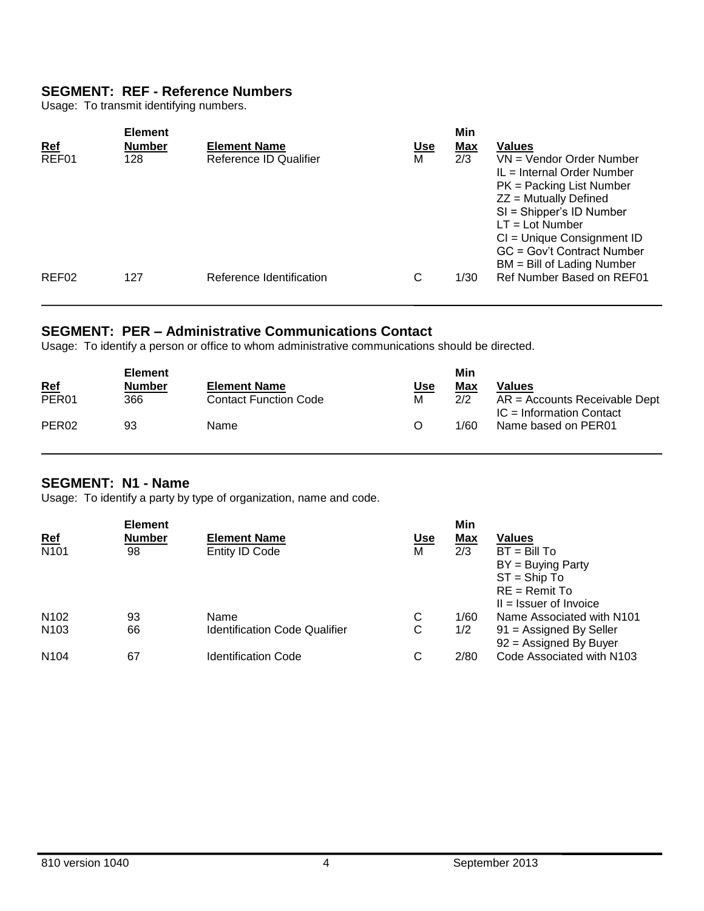## SEGMENT: REF - Reference Numbers

Usage: To transmit identifying numbers.

| Ref | Element Number | Element Name | Use | Min Max | Values |
|---|---|---|---|---|---|
| REF01 | 128 | Reference ID Qualifier | M | 2/3 | VN = Vendor Order Number<br>IL = Internal Order Number<br>PK = Packing List Number<br>ZZ = Mutually Defined<br>SI = Shipper's ID Number<br>LT = Lot Number<br>CI = Unique Consignment ID<br>GC = Gov't Contract Number<br>BM = Bill of Lading Number |
| REF02 | 127 | Reference Identification | C | 1/30 | Ref Number Based on REF01 |

## SEGMENT: PER – Administrative Communications Contact

Usage: To identify a person or office to whom administrative communications should be directed.

| Ref | Element Number | Element Name | Use | Min Max | Values |
|---|---|---|---|---|---|
| PER01 | 366 | Contact Function Code | M | 2/2 | AR = Accounts Receivable Dept<br>IC = Information Contact |
| PER02 | 93 | Name | O | 1/60 | Name based on PER01 |

## SEGMENT: N1 - Name

Usage: To identify a party by type of organization, name and code.

| Ref | Element Number | Element Name | Use | Min Max | Values |
|---|---|---|---|---|---|
| N101 | 98 | Entity ID Code | M | 2/3 | BT = Bill To<br>BY = Buying Party<br>ST = Ship To<br>RE = Remit To<br>II = Issuer of Invoice |
| N102 | 93 | Name | C | 1/60 | Name Associated with N101 |
| N103 | 66 | Identification Code Qualifier | C | 1/2 | 91 = Assigned By Seller<br>92 = Assigned By Buyer |
| N104 | 67 | Identification Code | C | 2/80 | Code Associated with N103 |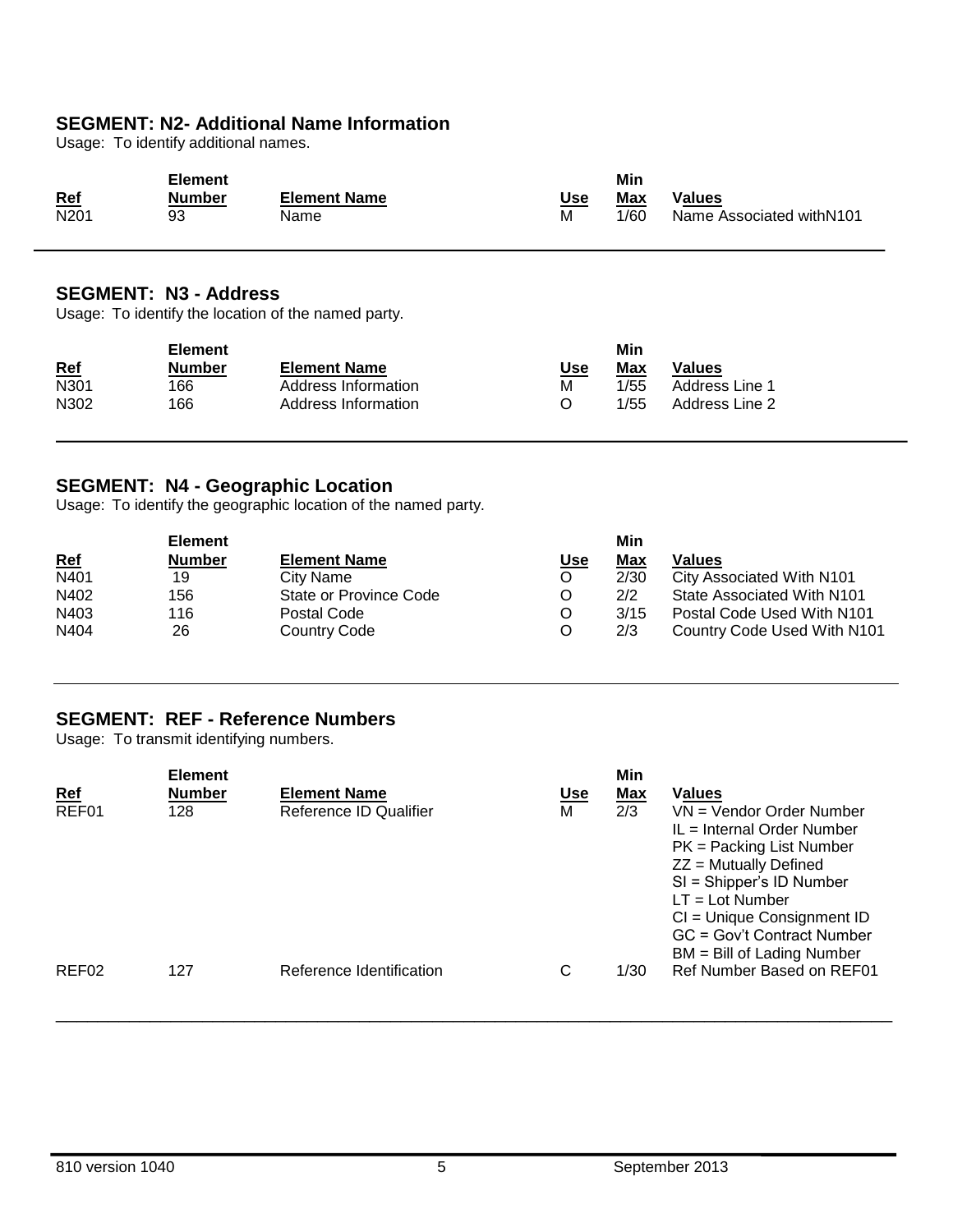## SEGMENT: N2- Additional Name Information

Usage: To identify additional names.

| Ref | Element Number | Element Name | Use | Min Max | Values |
|---|---|---|---|---|---|
| N201 | 93 | Name | M | 1/60 | Name Associated withN101 |

## SEGMENT: N3 - Address

Usage: To identify the location of the named party.

| Ref | Element Number | Element Name | Use | Min Max | Values |
|---|---|---|---|---|---|
| N301 | 166 | Address Information | M | 1/55 | Address Line 1 |
| N302 | 166 | Address Information | O | 1/55 | Address Line 2 |

## SEGMENT: N4 - Geographic Location

Usage: To identify the geographic location of the named party.

| Ref | Element Number | Element Name | Use | Min Max | Values |
|---|---|---|---|---|---|
| N401 | 19 | City Name | O | 2/30 | City Associated With N101 |
| N402 | 156 | State or Province Code | O | 2/2 | State Associated With N101 |
| N403 | 116 | Postal Code | O | 3/15 | Postal Code Used With N101 |
| N404 | 26 | Country Code | O | 2/3 | Country Code Used With N101 |

## SEGMENT: REF - Reference Numbers

Usage: To transmit identifying numbers.

| Ref | Element Number | Element Name | Use | Min Max | Values |
|---|---|---|---|---|---|
| REF01 | 128 | Reference ID Qualifier | M | 2/3 | VN = Vendor Order Number<br>IL = Internal Order Number<br>PK = Packing List Number<br>ZZ = Mutually Defined<br>SI = Shipper's ID Number<br>LT = Lot Number<br>CI = Unique Consignment ID<br>GC = Gov't Contract Number<br>BM = Bill of Lading Number |
| REF02 | 127 | Reference Identification | C | 1/30 | Ref Number Based on REF01 |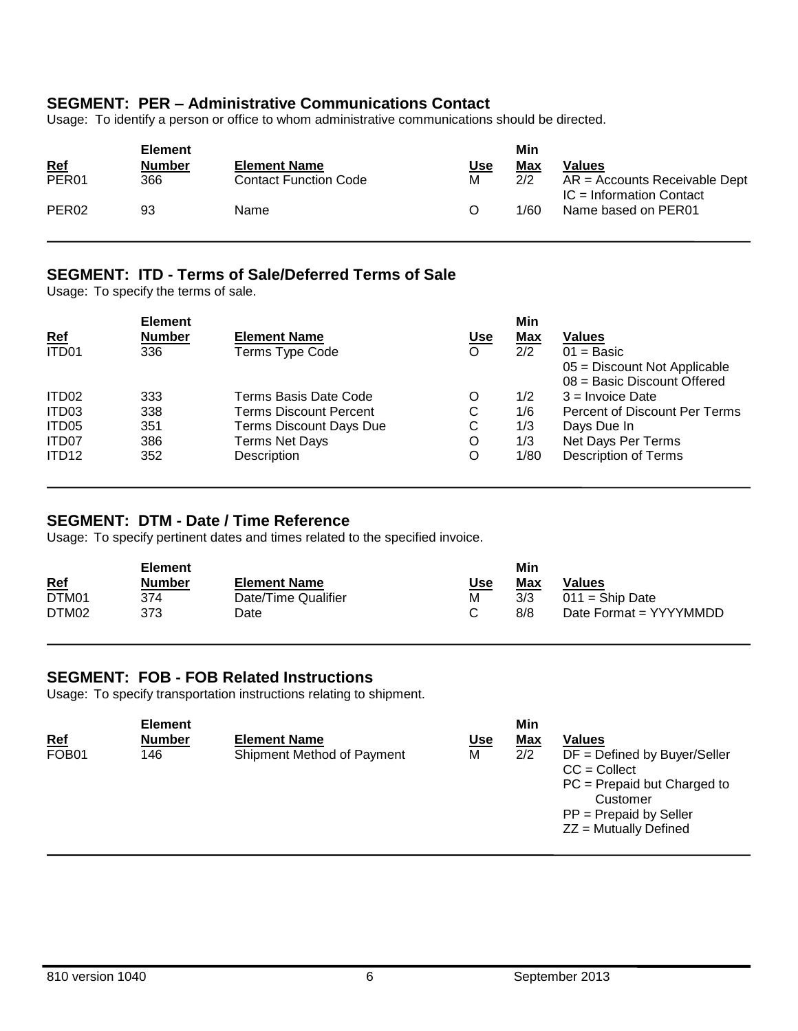### SEGMENT: PER – Administrative Communications Contact

Usage: To identify a person or office to whom administrative communications should be directed.

| Ref | Element Number | Element Name | Use | Min Max | Values |
|---|---|---|---|---|---|
| PER01 | 366 | Contact Function Code | M | 2/2 | AR = Accounts Receivable Dept<br>IC = Information Contact |
| PER02 | 93 | Name | O | 1/60 | Name based on PER01 |

### SEGMENT: ITD - Terms of Sale/Deferred Terms of Sale

Usage: To specify the terms of sale.

| Ref | Element Number | Element Name | Use | Min Max | Values |
|---|---|---|---|---|---|
| ITD01 | 336 | Terms Type Code | O | 2/2 | 01 = Basic<br>05 = Discount Not Applicable<br>08 = Basic Discount Offered |
| ITD02 | 333 | Terms Basis Date Code | O | 1/2 | 3 = Invoice Date |
| ITD03 | 338 | Terms Discount Percent | C | 1/6 | Percent of Discount Per Terms |
| ITD05 | 351 | Terms Discount Days Due | C | 1/3 | Days Due In |
| ITD07 | 386 | Terms Net Days | O | 1/3 | Net Days Per Terms |
| ITD12 | 352 | Description | O | 1/80 | Description of Terms |

### SEGMENT: DTM - Date / Time Reference

Usage: To specify pertinent dates and times related to the specified invoice.

| Ref | Element Number | Element Name | Use | Min Max | Values |
|---|---|---|---|---|---|
| DTM01 | 374 | Date/Time Qualifier | M | 3/3 | 011 = Ship Date |
| DTM02 | 373 | Date | C | 8/8 | Date Format = YYYYMMDD |

### SEGMENT: FOB - FOB Related Instructions

Usage: To specify transportation instructions relating to shipment.

| Ref | Element Number | Element Name | Use | Min Max | Values |
|---|---|---|---|---|---|
| FOB01 | 146 | Shipment Method of Payment | M | 2/2 | DF = Defined by Buyer/Seller<br>CC = Collect<br>PC = Prepaid but Charged to Customer<br>PP = Prepaid by Seller<br>ZZ = Mutually Defined |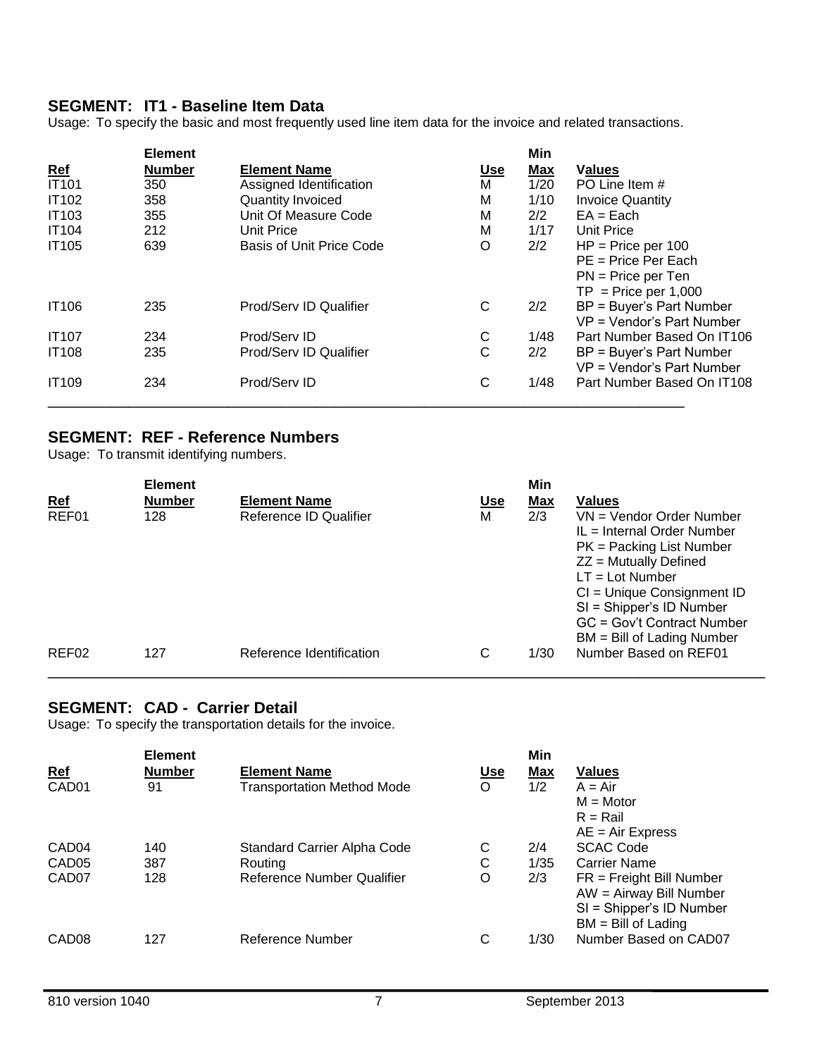## SEGMENT: IT1 - Baseline Item Data

Usage: To specify the basic and most frequently used line item data for the invoice and related transactions.

| Ref | Element Number | Element Name | Use | Min Max | Values |
|---|---|---|---|---|---|
| IT101 | 350 | Assigned Identification | M | 1/20 | PO Line Item # |
| IT102 | 358 | Quantity Invoiced | M | 1/10 | Invoice Quantity |
| IT103 | 355 | Unit Of Measure Code | M | 2/2 | EA = Each |
| IT104 | 212 | Unit Price | M | 1/17 | Unit Price |
| IT105 | 639 | Basis of Unit Price Code | O | 2/2 | HP = Price per 100<br>PE = Price Per Each<br>PN = Price per Ten<br>TP = Price per 1,000 |
| IT106 | 235 | Prod/Serv ID Qualifier | C | 2/2 | BP = Buyer's Part Number<br>VP = Vendor's Part Number |
| IT107 | 234 | Prod/Serv ID | C | 1/48 | Part Number Based On IT106 |
| IT108 | 235 | Prod/Serv ID Qualifier | C | 2/2 | BP = Buyer's Part Number<br>VP = Vendor's Part Number |
| IT109 | 234 | Prod/Serv ID | C | 1/48 | Part Number Based On IT108 |

## SEGMENT: REF - Reference Numbers

Usage: To transmit identifying numbers.

| Ref | Element Number | Element Name | Use | Min Max | Values |
|---|---|---|---|---|---|
| REF01 | 128 | Reference ID Qualifier | M | 2/3 | VN = Vendor Order Number<br>IL = Internal Order Number<br>PK = Packing List Number<br>ZZ = Mutually Defined<br>LT = Lot Number<br>CI = Unique Consignment ID<br>SI = Shipper's ID Number<br>GC = Gov't Contract Number<br>BM = Bill of Lading Number |
| REF02 | 127 | Reference Identification | C | 1/30 | Number Based on REF01 |

## SEGMENT: CAD - Carrier Detail

Usage: To specify the transportation details for the invoice.

| Ref | Element Number | Element Name | Use | Min Max | Values |
|---|---|---|---|---|---|
| CAD01 | 91 | Transportation Method Mode | O | 1/2 | A = Air<br>M = Motor<br>R = Rail<br>AE = Air Express |
| CAD04 | 140 | Standard Carrier Alpha Code | C | 2/4 | SCAC Code |
| CAD05 | 387 | Routing | C | 1/35 | Carrier Name |
| CAD07 | 128 | Reference Number Qualifier | O | 2/3 | FR = Freight Bill Number<br>AW = Airway Bill Number<br>SI = Shipper's ID Number<br>BM = Bill of Lading |
| CAD08 | 127 | Reference Number | C | 1/30 | Number Based on CAD07 |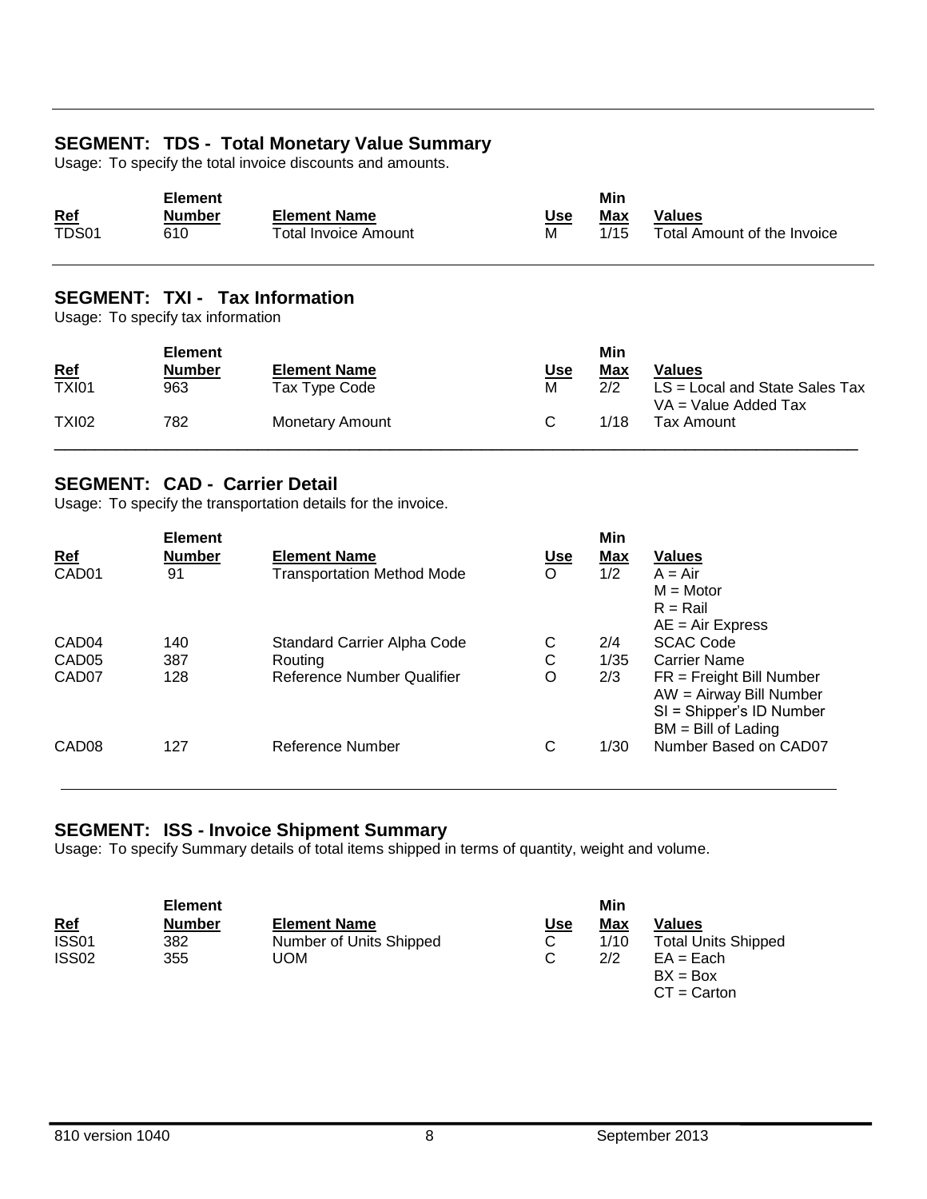## SEGMENT: TDS - Total Monetary Value Summary

Usage: To specify the total invoice discounts and amounts.

| Ref | Element Number | Element Name | Use | Min Max | Values |
|---|---|---|---|---|---|
| TDS01 | 610 | Total Invoice Amount | M | 1/15 | Total Amount of the Invoice |

## SEGMENT: TXI - Tax Information

Usage: To specify tax information

| Ref | Element Number | Element Name | Use | Min Max | Values |
|---|---|---|---|---|---|
| TXI01 | 963 | Tax Type Code | M | 2/2 | LS = Local and State Sales Tax<br>VA = Value Added Tax |
| TXI02 | 782 | Monetary Amount | C | 1/18 | Tax Amount |

## SEGMENT: CAD - Carrier Detail

Usage: To specify the transportation details for the invoice.

| Ref | Element Number | Element Name | Use | Min Max | Values |
|---|---|---|---|---|---|
| CAD01 | 91 | Transportation Method Mode | O | 1/2 | A = Air<br>M = Motor<br>R = Rail<br>AE = Air Express |
| CAD04 | 140 | Standard Carrier Alpha Code | C | 2/4 | SCAC Code |
| CAD05 | 387 | Routing | C | 1/35 | Carrier Name |
| CAD07 | 128 | Reference Number Qualifier | O | 2/3 | FR = Freight Bill Number<br>AW = Airway Bill Number<br>SI = Shipper's ID Number<br>BM = Bill of Lading |
| CAD08 | 127 | Reference Number | C | 1/30 | Number Based on CAD07 |

## SEGMENT: ISS - Invoice Shipment Summary

Usage: To specify Summary details of total items shipped in terms of quantity, weight and volume.

| Ref | Element Number | Element Name | Use | Min Max | Values |
|---|---|---|---|---|---|
| ISS01 | 382 | Number of Units Shipped | C | 1/10 | Total Units Shipped |
| ISS02 | 355 | UOM | C | 2/2 | EA = Each<br>BX = Box<br>CT = Carton |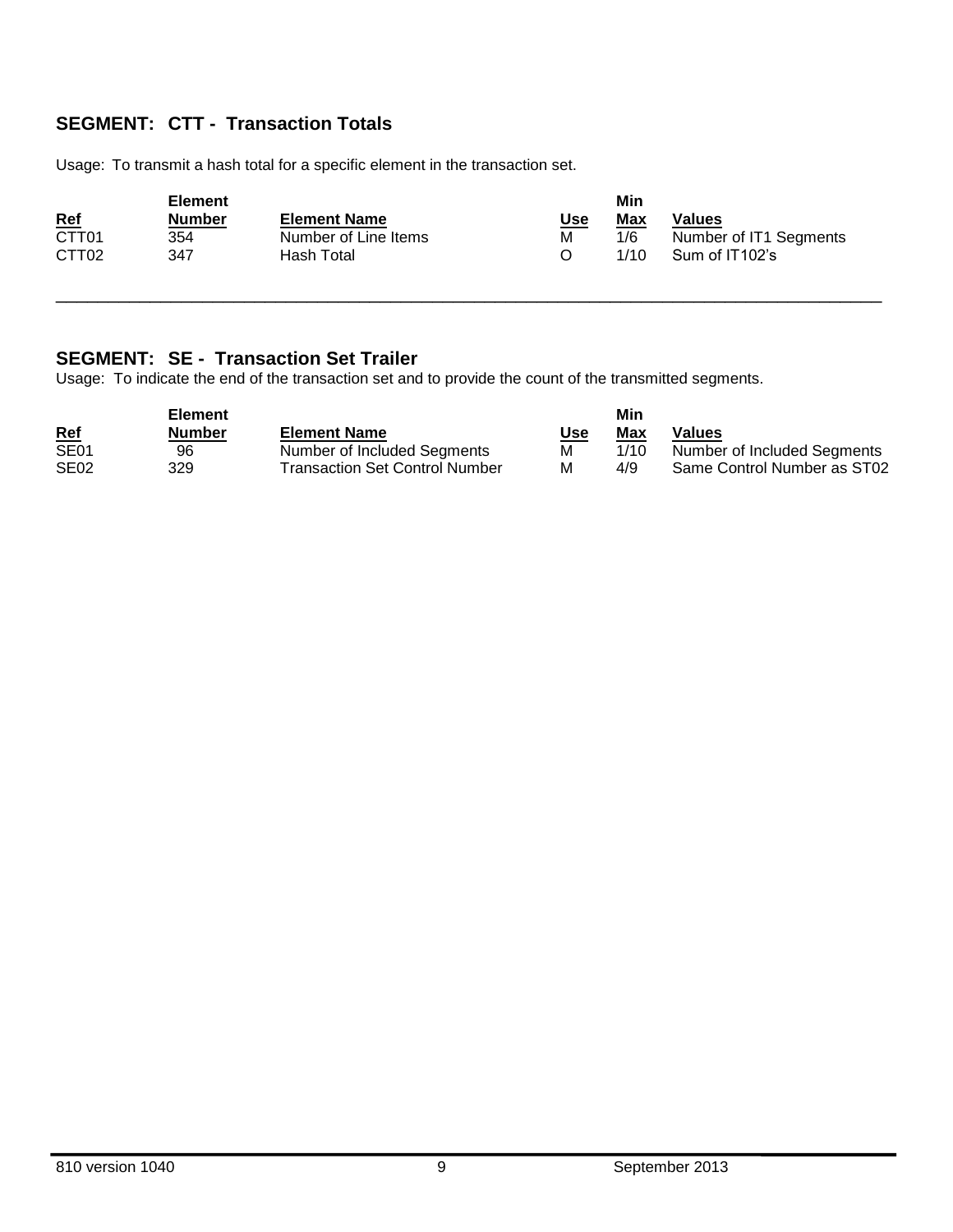## SEGMENT: CTT - Transaction Totals

Usage: To transmit a hash total for a specific element in the transaction set.

| Ref | Element Number | Element Name | Use | Min Max | Values |
|---|---|---|---|---|---|
| CTT01 | 354 | Number of Line Items | M | 1/6 | Number of IT1 Segments |
| CTT02 | 347 | Hash Total | O | 1/10 | Sum of IT102's |

---

## SEGMENT: SE - Transaction Set Trailer

Usage: To indicate the end of the transaction set and to provide the count of the transmitted segments.

| Ref | Element Number | Element Name | Use | Min Max | Values |
|---|---|---|---|---|---|
| SE01 | 96 | Number of Included Segments | M | 1/10 | Number of Included Segments |
| SE02 | 329 | Transaction Set Control Number | M | 4/9 | Same Control Number as ST02 |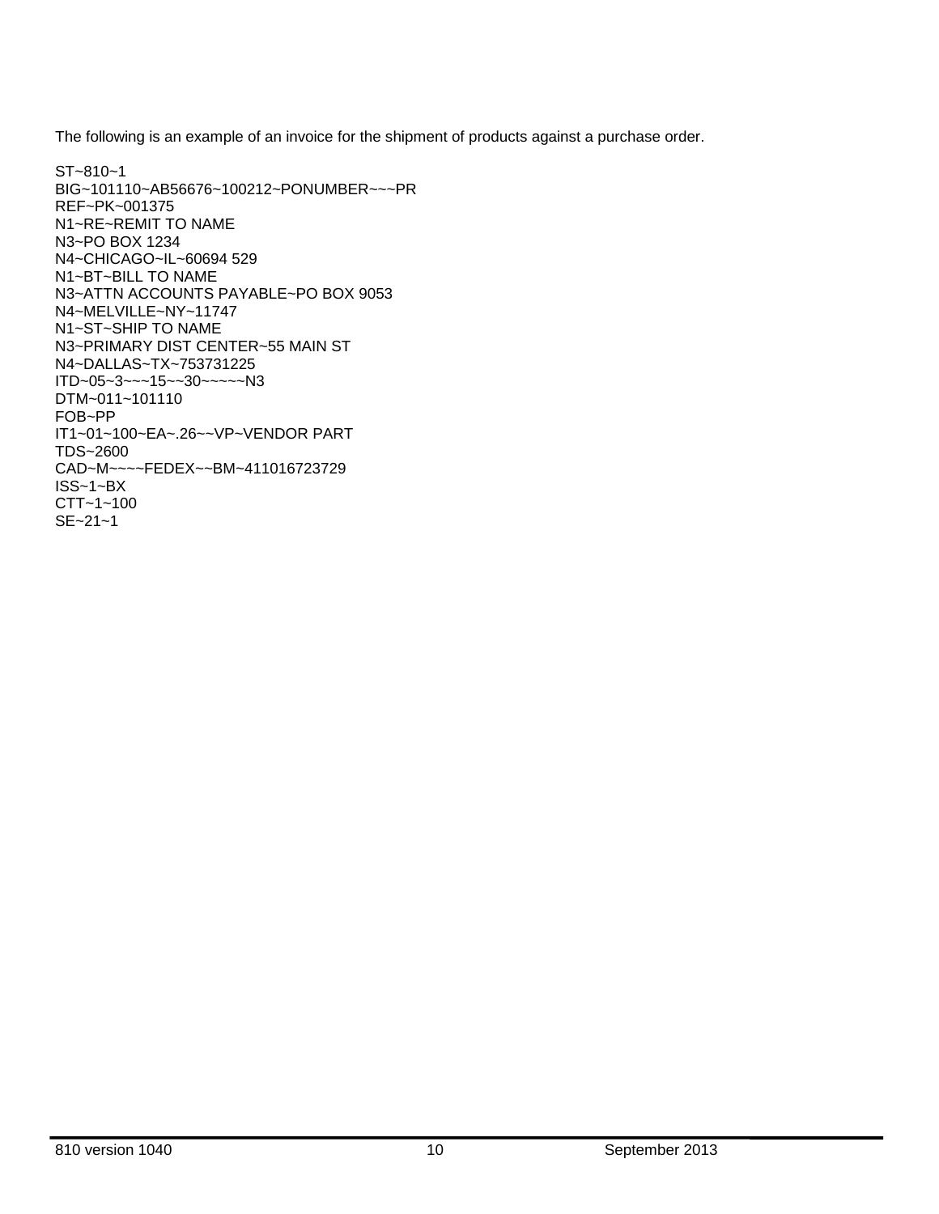The following is an example of an invoice for the shipment of products against a purchase order.

```
ST~810~1
BIG~101110~AB56676~100212~PONUMBER~~~PR
REF~PK~001375
N1~RE~REMIT TO NAME
N3~PO BOX 1234
N4~CHICAGO~IL~60694 529
N1~BT~BILL TO NAME
N3~ATTN ACCOUNTS PAYABLE~PO BOX 9053
N4~MELVILLE~NY~11747
N1~ST~SHIP TO NAME
N3~PRIMARY DIST CENTER~55 MAIN ST
N4~DALLAS~TX~753731225
ITD~05~3~~~15~~30~~~~~N3
DTM~011~101110
FOB~PP
IT1~01~100~EA~.26~~VP~VENDOR PART
TDS~2600
CAD~M~~~~FEDEX~~BM~411016723729
ISS~1~BX
CTT~1~100
SE~21~1
```